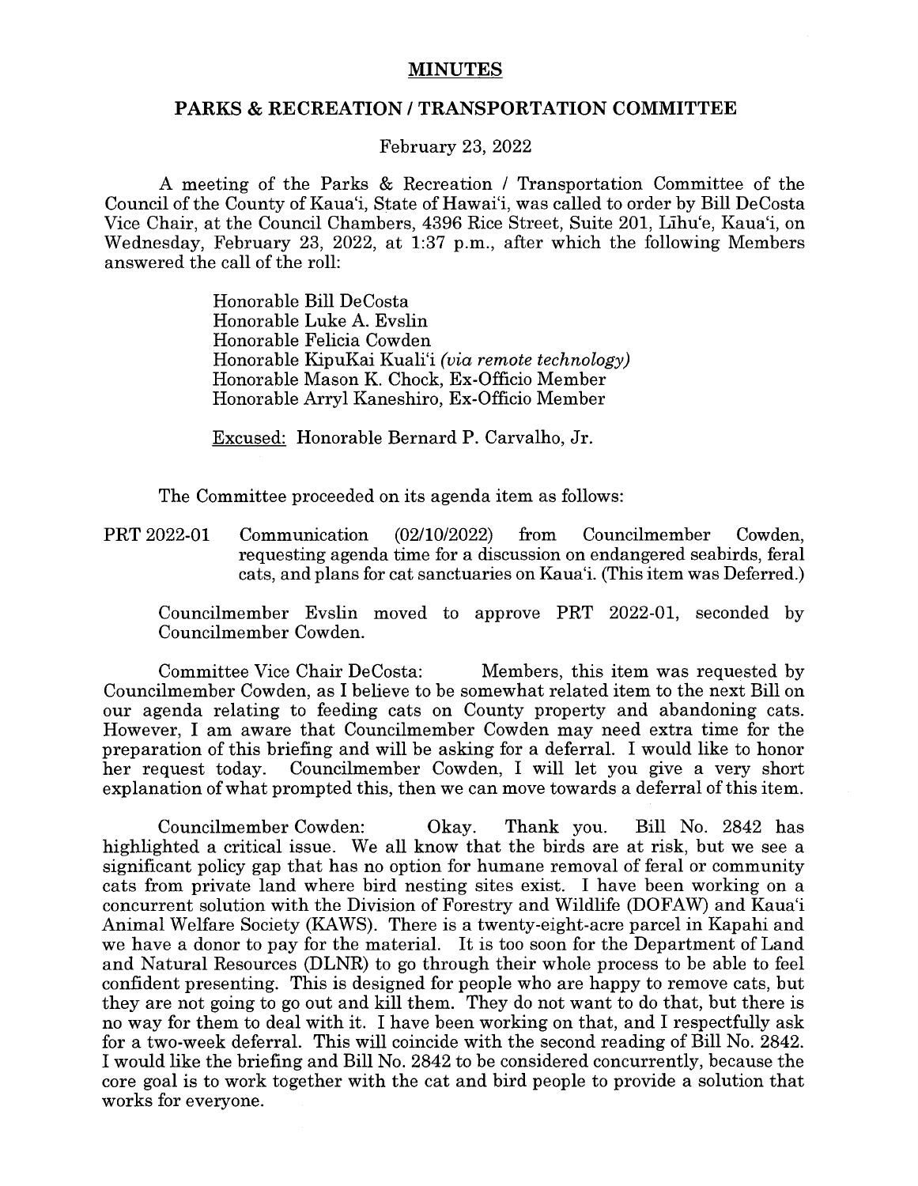# MINUTES

## PARKS & RECREATION / TRANSPORTATION COMMITTEE

February 23, 2022

A meeting of the Parks & Recreation / Transportation Committee of the Council of the County of Kaua'i, State of Hawai'i, was called to order by Bill DeCosta Vice Chair, at the Council Chambers, 4396 Rice Street, Suite 201, Līhu'e, Kaua'i, on Wednesday, February 23, 2022, at 1:37 p.m., after which the following Members answered the call of the roll:

Honorable Bill DeCosta
Honorable Luke A. Evslin
Honorable Felicia Cowden
Honorable KipuKai Kuali'i *(via remote technology)*
Honorable Mason K. Chock, Ex-Officio Member
Honorable Arryl Kaneshiro, Ex-Officio Member

Excused: Honorable Bernard P. Carvalho, Jr.

The Committee proceeded on its agenda item as follows:

PRT 2022-01 Communication (02/10/2022) from Councilmember Cowden, requesting agenda time for a discussion on endangered seabirds, feral cats, and plans for cat sanctuaries on Kaua'i. (This item was Deferred.)

Councilmember Evslin moved to approve PRT 2022-01, seconded by Councilmember Cowden.

Committee Vice Chair DeCosta: Members, this item was requested by Councilmember Cowden, as I believe to be somewhat related item to the next Bill on our agenda relating to feeding cats on County property and abandoning cats. However, I am aware that Councilmember Cowden may need extra time for the preparation of this briefing and will be asking for a deferral. I would like to honor her request today. Councilmember Cowden, I will let you give a very short explanation of what prompted this, then we can move towards a deferral of this item.

Councilmember Cowden: Okay. Thank you. Bill No. 2842 has highlighted a critical issue. We all know that the birds are at risk, but we see a significant policy gap that has no option for humane removal of feral or community cats from private land where bird nesting sites exist. I have been working on a concurrent solution with the Division of Forestry and Wildlife (DOFAW) and Kaua'i Animal Welfare Society (KAWS). There is a twenty-eight-acre parcel in Kapahi and we have a donor to pay for the material. It is too soon for the Department of Land and Natural Resources (DLNR) to go through their whole process to be able to feel confident presenting. This is designed for people who are happy to remove cats, but they are not going to go out and kill them. They do not want to do that, but there is no way for them to deal with it. I have been working on that, and I respectfully ask for a two-week deferral. This will coincide with the second reading of Bill No. 2842. I would like the briefing and Bill No. 2842 to be considered concurrently, because the core goal is to work together with the cat and bird people to provide a solution that works for everyone.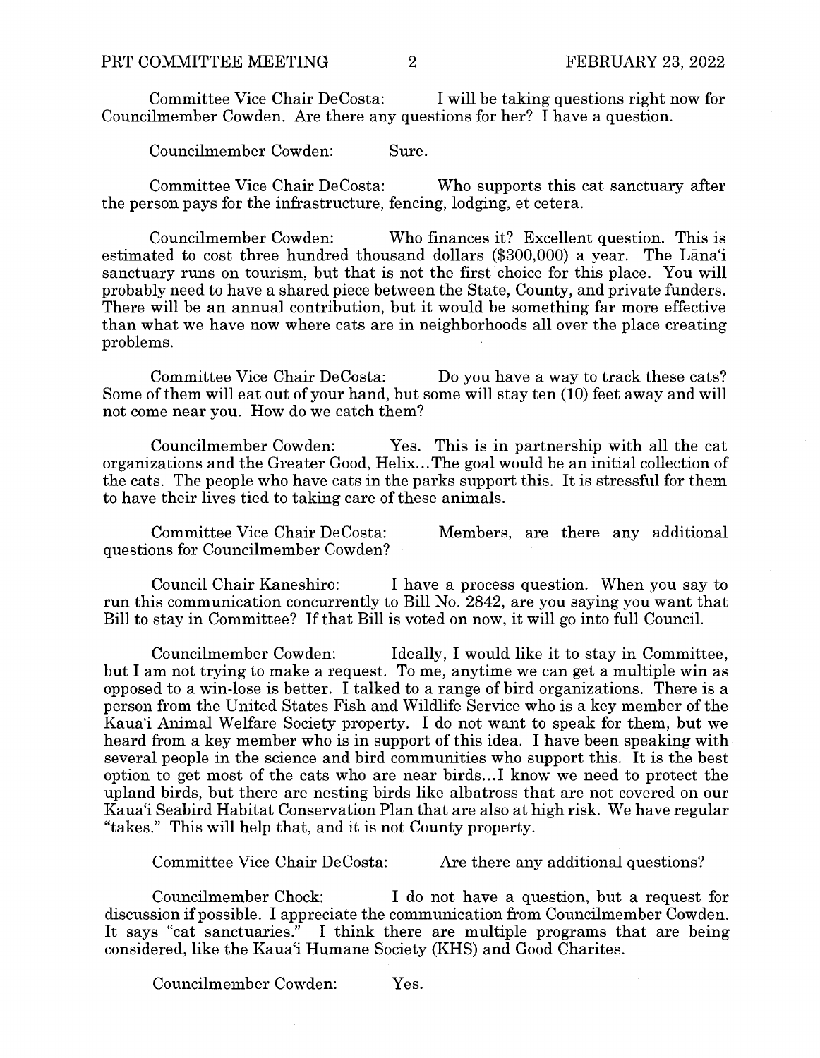Committee Vice Chair DeCosta: I will be taking questions right now for Councilmember Cowden. Are there any questions for her? I have a question.

Councilmember Cowden: Sure.

Committee Vice Chair DeCosta: Who supports this cat sanctuary after the person pays for the infrastructure, fencing, lodging, et cetera.

Councilmember Cowden: Who finances it? Excellent question. This is estimated to cost three hundred thousand dollars ($300,000) a year. The Lāna'i sanctuary runs on tourism, but that is not the first choice for this place. You will probably need to have a shared piece between the State, County, and private funders. There will be an annual contribution, but it would be something far more effective than what we have now where cats are in neighborhoods all over the place creating problems.

Committee Vice Chair DeCosta: Do you have a way to track these cats? Some of them will eat out of your hand, but some will stay ten (10) feet away and will not come near you. How do we catch them?

Councilmember Cowden: Yes. This is in partnership with all the cat organizations and the Greater Good, Helix...The goal would be an initial collection of the cats. The people who have cats in the parks support this. It is stressful for them to have their lives tied to taking care of these animals.

Committee Vice Chair DeCosta: Members, are there any additional questions for Councilmember Cowden?

Council Chair Kaneshiro: I have a process question. When you say to run this communication concurrently to Bill No. 2842, are you saying you want that Bill to stay in Committee? If that Bill is voted on now, it will go into full Council.

Councilmember Cowden: Ideally, I would like it to stay in Committee, but I am not trying to make a request. To me, anytime we can get a multiple win as opposed to a win-lose is better. I talked to a range of bird organizations. There is a person from the United States Fish and Wildlife Service who is a key member of the Kaua'i Animal Welfare Society property. I do not want to speak for them, but we heard from a key member who is in support of this idea. I have been speaking with several people in the science and bird communities who support this. It is the best option to get most of the cats who are near birds...I know we need to protect the upland birds, but there are nesting birds like albatross that are not covered on our Kaua'i Seabird Habitat Conservation Plan that are also at high risk. We have regular "takes." This will help that, and it is not County property.

Committee Vice Chair DeCosta: Are there any additional questions?

Councilmember Chock: I do not have a question, but a request for discussion if possible. I appreciate the communication from Councilmember Cowden. It says "cat sanctuaries." I think there are multiple programs that are being considered, like the Kaua'i Humane Society (KHS) and Good Charites.

Councilmember Cowden: Yes.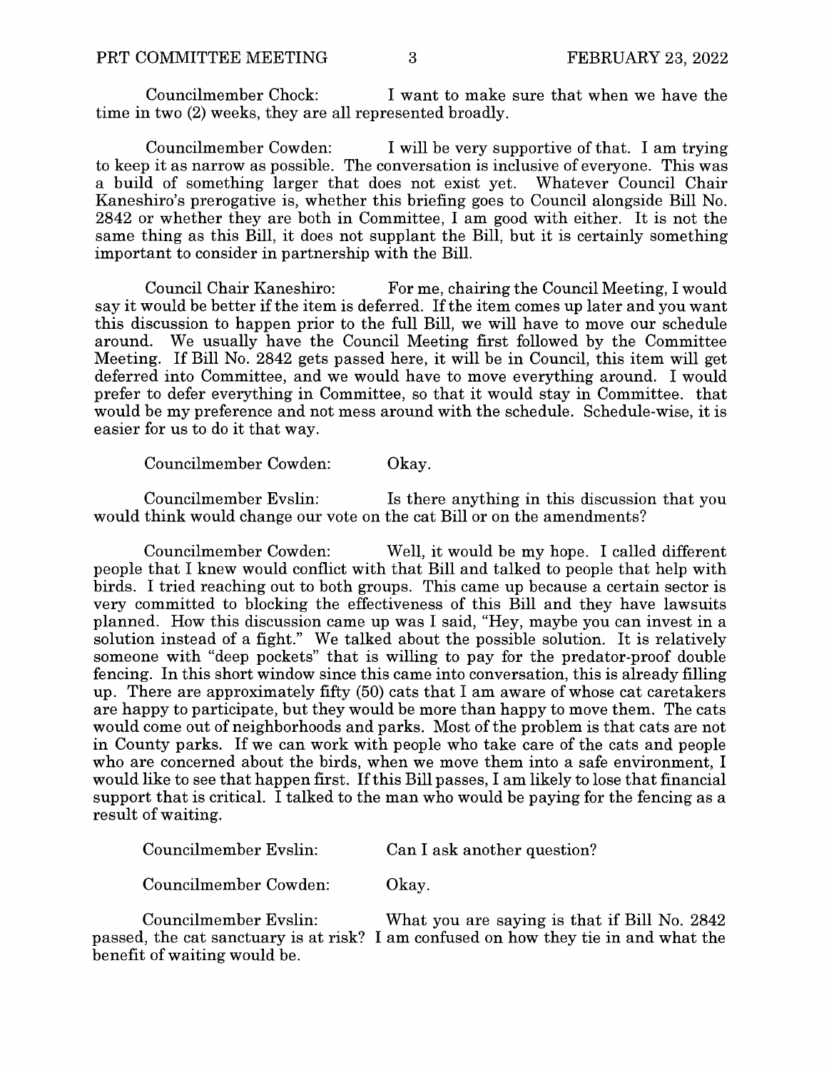Councilmember Chock: I want to make sure that when we have the time in two (2) weeks, they are all represented broadly.

Councilmember Cowden: I will be very supportive of that. I am trying to keep it as narrow as possible. The conversation is inclusive of everyone. This was a build of something larger that does not exist yet. Whatever Council Chair Kaneshiro's prerogative is, whether this briefing goes to Council alongside Bill No. 2842 or whether they are both in Committee, I am good with either. It is not the same thing as this Bill, it does not supplant the Bill, but it is certainly something important to consider in partnership with the Bill.

Council Chair Kaneshiro: For me, chairing the Council Meeting, I would say it would be better if the item is deferred. If the item comes up later and you want this discussion to happen prior to the full Bill, we will have to move our schedule around. We usually have the Council Meeting first followed by the Committee Meeting. If Bill No. 2842 gets passed here, it will be in Council, this item will get deferred into Committee, and we would have to move everything around. I would prefer to defer everything in Committee, so that it would stay in Committee. that would be my preference and not mess around with the schedule. Schedule-wise, it is easier for us to do it that way.

Councilmember Cowden: Okay.

Councilmember Evslin: Is there anything in this discussion that you would think would change our vote on the cat Bill or on the amendments?

Councilmember Cowden: Well, it would be my hope. I called different people that I knew would conflict with that Bill and talked to people that help with birds. I tried reaching out to both groups. This came up because a certain sector is very committed to blocking the effectiveness of this Bill and they have lawsuits planned. How this discussion came up was I said, "Hey, maybe you can invest in a solution instead of a fight." We talked about the possible solution. It is relatively someone with "deep pockets" that is willing to pay for the predator-proof double fencing. In this short window since this came into conversation, this is already filling up. There are approximately fifty (50) cats that I am aware of whose cat caretakers are happy to participate, but they would be more than happy to move them. The cats would come out of neighborhoods and parks. Most of the problem is that cats are not in County parks. If we can work with people who take care of the cats and people who are concerned about the birds, when we move them into a safe environment, I would like to see that happen first. If this Bill passes, I am likely to lose that financial support that is critical. I talked to the man who would be paying for the fencing as a result of waiting.

Councilmember Evslin: Can I ask another question?

Councilmember Cowden: Okay.

Councilmember Evslin: What you are saying is that if Bill No. 2842 passed, the cat sanctuary is at risk? I am confused on how they tie in and what the benefit of waiting would be.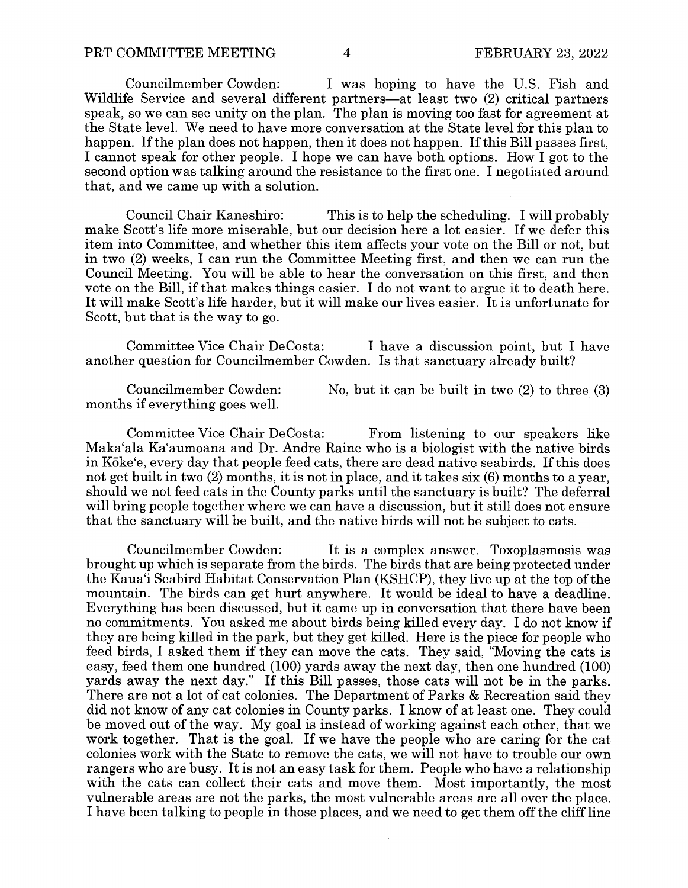Councilmember Cowden: I was hoping to have the U.S. Fish and Wildlife Service and several different partners—at least two (2) critical partners speak, so we can see unity on the plan. The plan is moving too fast for agreement at the State level. We need to have more conversation at the State level for this plan to happen. If the plan does not happen, then it does not happen. If this Bill passes first, I cannot speak for other people. I hope we can have both options. How I got to the second option was talking around the resistance to the first one. I negotiated around that, and we came up with a solution.

Council Chair Kaneshiro: This is to help the scheduling. I will probably make Scott's life more miserable, but our decision here a lot easier. If we defer this item into Committee, and whether this item affects your vote on the Bill or not, but in two (2) weeks, I can run the Committee Meeting first, and then we can run the Council Meeting. You will be able to hear the conversation on this first, and then vote on the Bill, if that makes things easier. I do not want to argue it to death here. It will make Scott's life harder, but it will make our lives easier. It is unfortunate for Scott, but that is the way to go.

Committee Vice Chair DeCosta: I have a discussion point, but I have another question for Councilmember Cowden. Is that sanctuary already built?

Councilmember Cowden: No, but it can be built in two (2) to three (3) months if everything goes well.

Committee Vice Chair DeCosta: From listening to our speakers like Maka'ala Ka'aumoana and Dr. Andre Raine who is a biologist with the native birds in Kōke'e, every day that people feed cats, there are dead native seabirds. If this does not get built in two (2) months, it is not in place, and it takes six (6) months to a year, should we not feed cats in the County parks until the sanctuary is built? The deferral will bring people together where we can have a discussion, but it still does not ensure that the sanctuary will be built, and the native birds will not be subject to cats.

Councilmember Cowden: It is a complex answer. Toxoplasmosis was brought up which is separate from the birds. The birds that are being protected under the Kaua'i Seabird Habitat Conservation Plan (KSHCP), they live up at the top of the mountain. The birds can get hurt anywhere. It would be ideal to have a deadline. Everything has been discussed, but it came up in conversation that there have been no commitments. You asked me about birds being killed every day. I do not know if they are being killed in the park, but they get killed. Here is the piece for people who feed birds, I asked them if they can move the cats. They said, "Moving the cats is easy, feed them one hundred (100) yards away the next day, then one hundred (100) yards away the next day." If this Bill passes, those cats will not be in the parks. There are not a lot of cat colonies. The Department of Parks & Recreation said they did not know of any cat colonies in County parks. I know of at least one. They could be moved out of the way. My goal is instead of working against each other, that we work together. That is the goal. If we have the people who are caring for the cat colonies work with the State to remove the cats, we will not have to trouble our own rangers who are busy. It is not an easy task for them. People who have a relationship with the cats can collect their cats and move them. Most importantly, the most vulnerable areas are not the parks, the most vulnerable areas are all over the place. I have been talking to people in those places, and we need to get them off the cliff line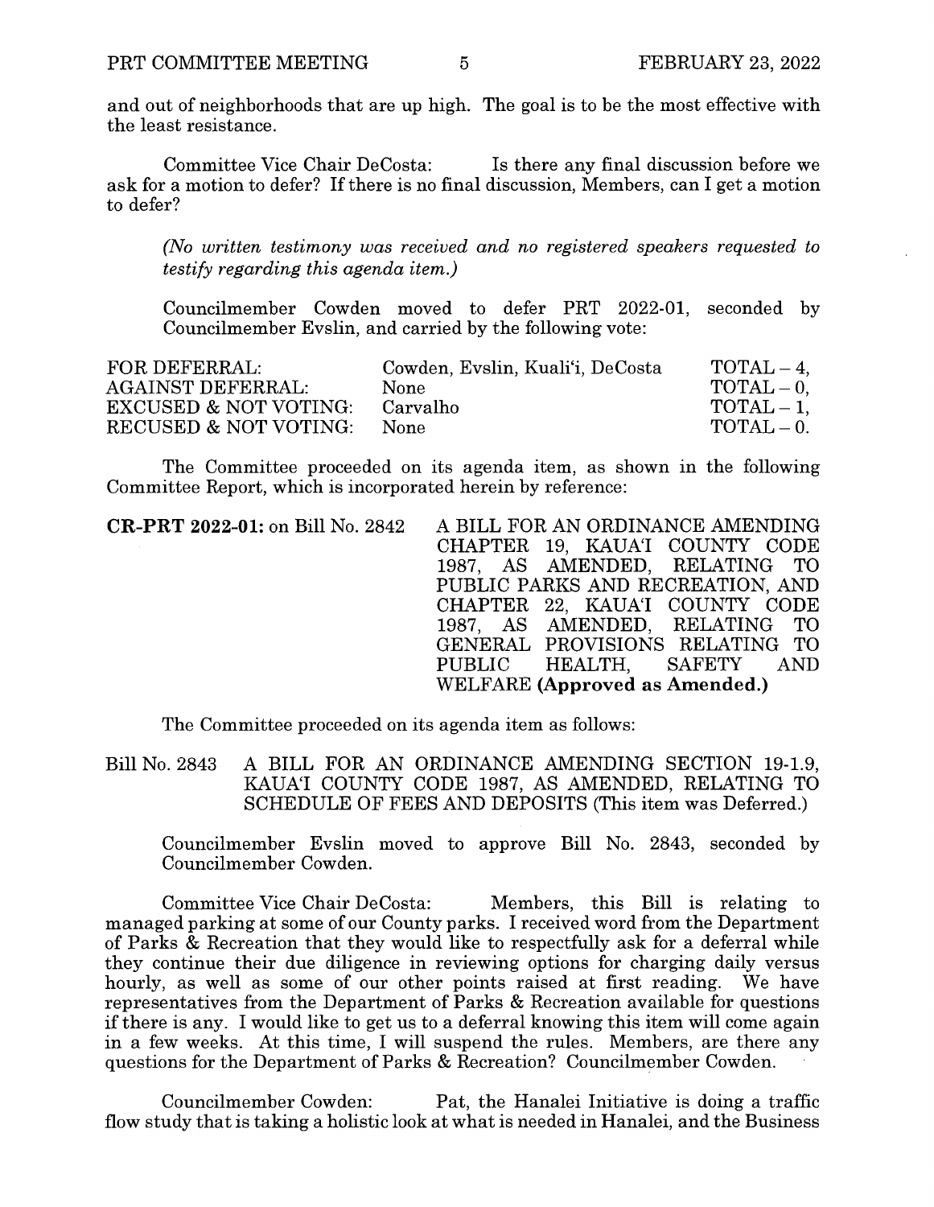and out of neighborhoods that are up high. The goal is to be the most effective with the least resistance.

Committee Vice Chair DeCosta: Is there any final discussion before we ask for a motion to defer? If there is no final discussion, Members, can I get a motion to defer?

*(No written testimony was received and no registered speakers requested to testify regarding this agenda item.)*

Councilmember Cowden moved to defer PRT 2022-01, seconded by Councilmember Evslin, and carried by the following vote:

| | | |
|---|---|---|
| FOR DEFERRAL: | Cowden, Evslin, Kuali'i, DeCosta | TOTAL – 4, |
| AGAINST DEFERRAL: | None | TOTAL – 0, |
| EXCUSED & NOT VOTING: | Carvalho | TOTAL – 1, |
| RECUSED & NOT VOTING: | None | TOTAL – 0. |

The Committee proceeded on its agenda item, as shown in the following Committee Report, which is incorporated herein by reference:

**CR-PRT 2022-01:** on Bill No. 2842 A BILL FOR AN ORDINANCE AMENDING CHAPTER 19, KAUA'I COUNTY CODE 1987, AS AMENDED, RELATING TO PUBLIC PARKS AND RECREATION, AND CHAPTER 22, KAUA'I COUNTY CODE 1987, AS AMENDED, RELATING TO GENERAL PROVISIONS RELATING TO PUBLIC HEALTH, SAFETY AND WELFARE **(Approved as Amended.)**

The Committee proceeded on its agenda item as follows:

Bill No. 2843 A BILL FOR AN ORDINANCE AMENDING SECTION 19-1.9, KAUA'I COUNTY CODE 1987, AS AMENDED, RELATING TO SCHEDULE OF FEES AND DEPOSITS (This item was Deferred.)

Councilmember Evslin moved to approve Bill No. 2843, seconded by Councilmember Cowden.

Committee Vice Chair DeCosta: Members, this Bill is relating to managed parking at some of our County parks. I received word from the Department of Parks & Recreation that they would like to respectfully ask for a deferral while they continue their due diligence in reviewing options for charging daily versus hourly, as well as some of our other points raised at first reading. We have representatives from the Department of Parks & Recreation available for questions if there is any. I would like to get us to a deferral knowing this item will come again in a few weeks. At this time, I will suspend the rules. Members, are there any questions for the Department of Parks & Recreation? Councilmember Cowden.

Councilmember Cowden: Pat, the Hanalei Initiative is doing a traffic flow study that is taking a holistic look at what is needed in Hanalei, and the Business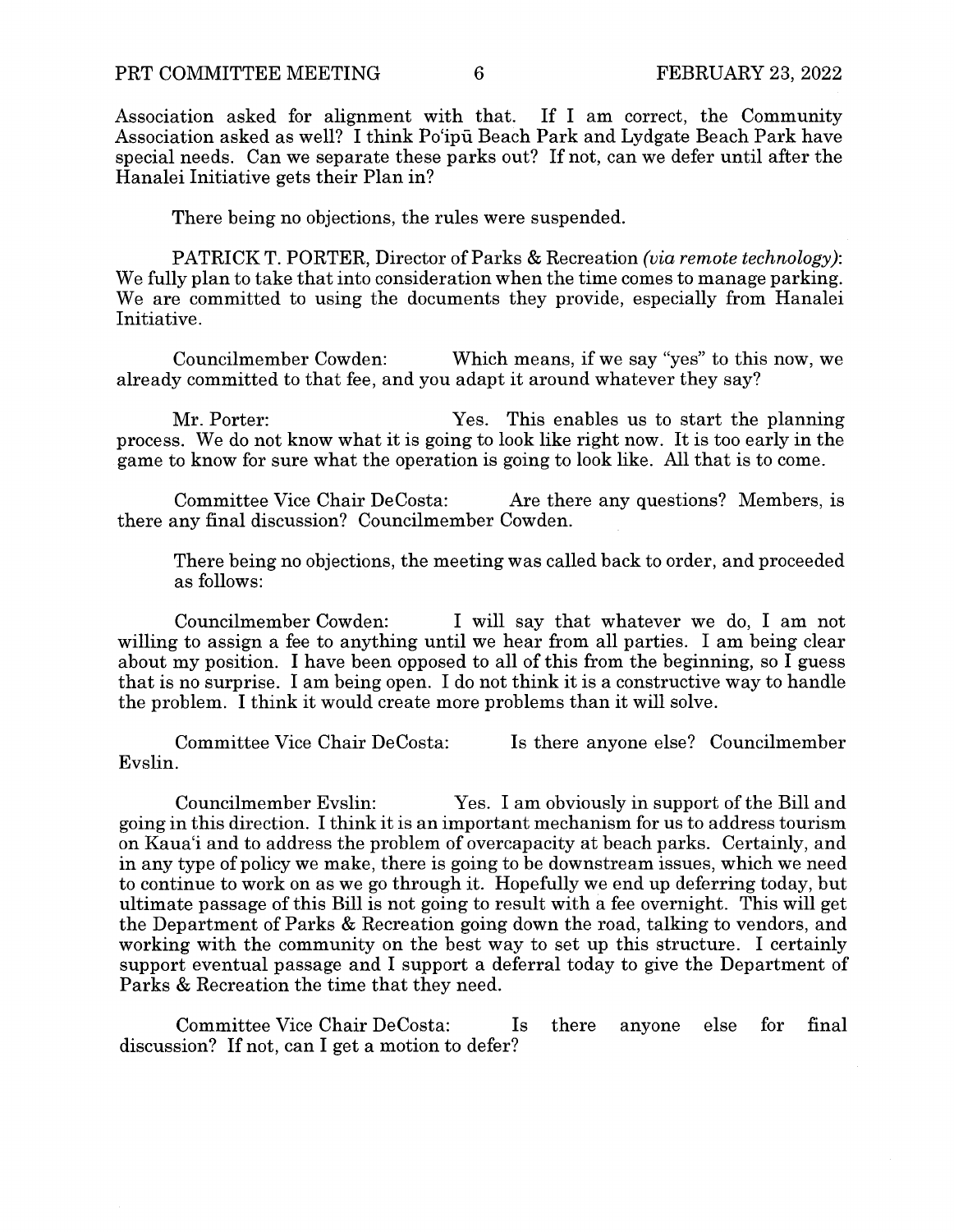Association asked for alignment with that. If I am correct, the Community Association asked as well? I think Po'ipū Beach Park and Lydgate Beach Park have special needs. Can we separate these parks out? If not, can we defer until after the Hanalei Initiative gets their Plan in?

There being no objections, the rules were suspended.

PATRICK T. PORTER, Director of Parks & Recreation *(via remote technology)*: We fully plan to take that into consideration when the time comes to manage parking. We are committed to using the documents they provide, especially from Hanalei Initiative.

Councilmember Cowden: Which means, if we say "yes" to this now, we already committed to that fee, and you adapt it around whatever they say?

Mr. Porter: Yes. This enables us to start the planning process. We do not know what it is going to look like right now. It is too early in the game to know for sure what the operation is going to look like. All that is to come.

Committee Vice Chair DeCosta: Are there any questions? Members, is there any final discussion? Councilmember Cowden.

There being no objections, the meeting was called back to order, and proceeded as follows:

Councilmember Cowden: I will say that whatever we do, I am not willing to assign a fee to anything until we hear from all parties. I am being clear about my position. I have been opposed to all of this from the beginning, so I guess that is no surprise. I am being open. I do not think it is a constructive way to handle the problem. I think it would create more problems than it will solve.

Committee Vice Chair DeCosta: Is there anyone else? Councilmember Evslin.

Councilmember Evslin: Yes. I am obviously in support of the Bill and going in this direction. I think it is an important mechanism for us to address tourism on Kaua'i and to address the problem of overcapacity at beach parks. Certainly, and in any type of policy we make, there is going to be downstream issues, which we need to continue to work on as we go through it. Hopefully we end up deferring today, but ultimate passage of this Bill is not going to result with a fee overnight. This will get the Department of Parks & Recreation going down the road, talking to vendors, and working with the community on the best way to set up this structure. I certainly support eventual passage and I support a deferral today to give the Department of Parks & Recreation the time that they need.

Committee Vice Chair DeCosta: Is there anyone else for final discussion? If not, can I get a motion to defer?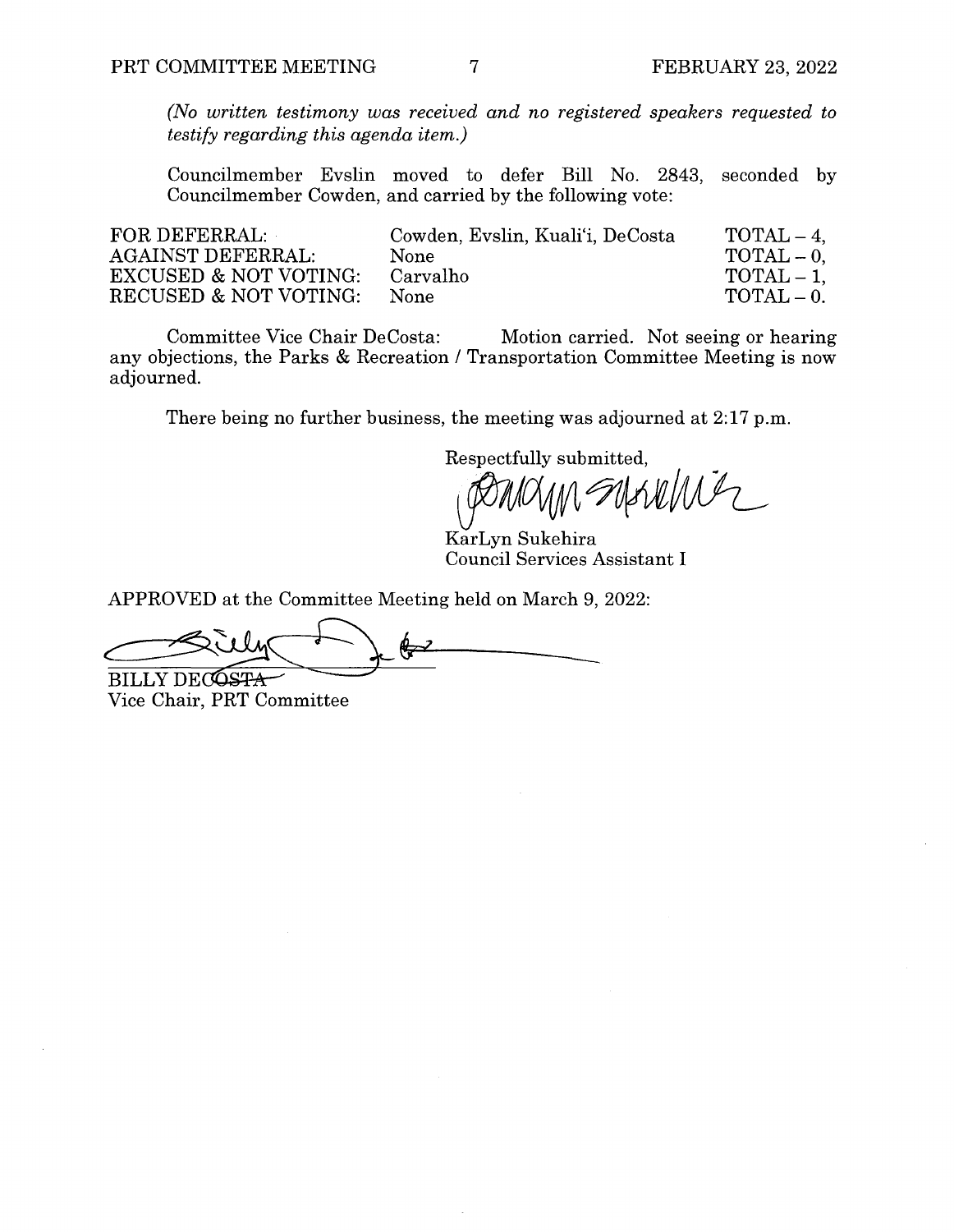*(No written testimony was received and no registered speakers requested to testify regarding this agenda item.)*

Councilmember Evslin moved to defer Bill No. 2843, seconded by Councilmember Cowden, and carried by the following vote:

| | | |
|---|---|---|
| FOR DEFERRAL: | Cowden, Evslin, Kuali'i, DeCosta | TOTAL – 4, |
| AGAINST DEFERRAL: | None | TOTAL – 0, |
| EXCUSED & NOT VOTING: | Carvalho | TOTAL – 1, |
| RECUSED & NOT VOTING: | None | TOTAL – 0. |

Committee Vice Chair DeCosta: Motion carried. Not seeing or hearing any objections, the Parks & Recreation / Transportation Committee Meeting is now adjourned.

There being no further business, the meeting was adjourned at 2:17 p.m.

Respectfully submitted,

KarLyn Sukehira
Council Services Assistant I

APPROVED at the Committee Meeting held on March 9, 2022:

BILLY DECOSTA
Vice Chair, PRT Committee